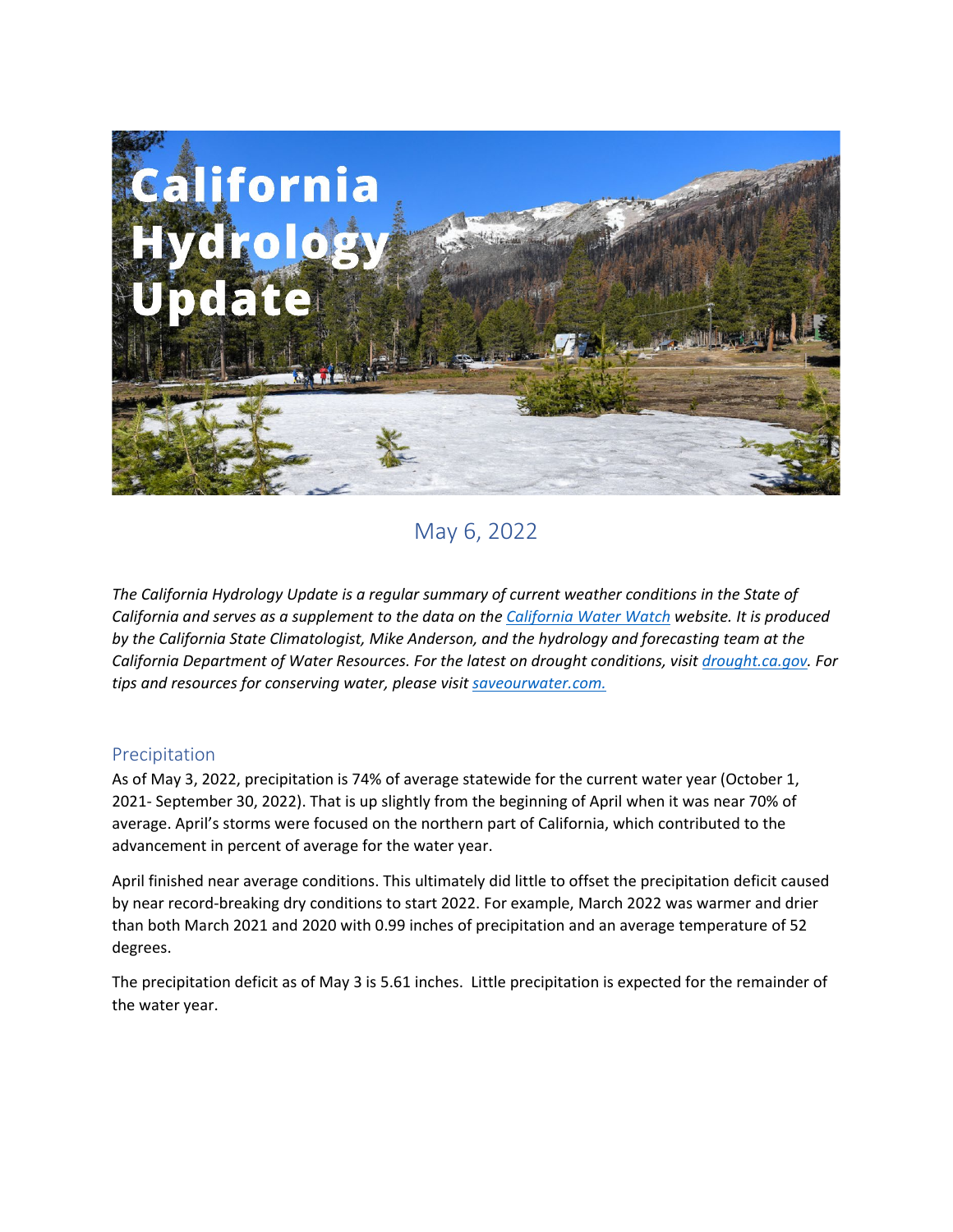# California Hydrology Update

May 6, 2022

*The California Hydrology Update is a regular summary of current weather conditions in the State of California and serves as a supplement to the data on the [California Water Watch](California Water Watch) website. It is produced by the California State Climatologist, Mike Anderson, and the hydrology and forecasting team at the California Department of Water Resources. For the latest on drought conditions, visit [drought.ca.gov](drought.ca.gov). For tips and resources for conserving water, please visit [saveourwater.com.](saveourwater.com)*

## Precipitation

As of May 3, 2022, precipitation is 74% of average statewide for the current water year (October 1, 2021- September 30, 2022). That is up slightly from the beginning of April when it was near 70% of average. April's storms were focused on the northern part of California, which contributed to the advancement in percent of average for the water year.

April finished near average conditions. This ultimately did little to offset the precipitation deficit caused by near record-breaking dry conditions to start 2022. For example, March 2022 was warmer and drier than both March 2021 and 2020 with 0.99 inches of precipitation and an average temperature of 52 degrees.

The precipitation deficit as of May 3 is 5.61 inches. Little precipitation is expected for the remainder of the water year.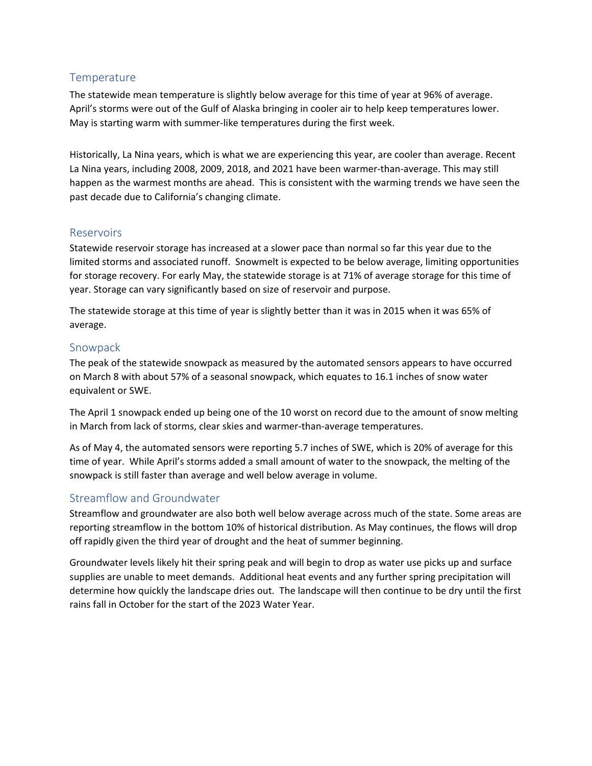## Temperature

The statewide mean temperature is slightly below average for this time of year at 96% of average. April's storms were out of the Gulf of Alaska bringing in cooler air to help keep temperatures lower. May is starting warm with summer-like temperatures during the first week.

Historically, La Nina years, which is what we are experiencing this year, are cooler than average. Recent La Nina years, including 2008, 2009, 2018, and 2021 have been warmer-than-average. This may still happen as the warmest months are ahead. This is consistent with the warming trends we have seen the past decade due to California's changing climate.

## Reservoirs

Statewide reservoir storage has increased at a slower pace than normal so far this year due to the limited storms and associated runoff. Snowmelt is expected to be below average, limiting opportunities for storage recovery. For early May, the statewide storage is at 71% of average storage for this time of year. Storage can vary significantly based on size of reservoir and purpose.

The statewide storage at this time of year is slightly better than it was in 2015 when it was 65% of average.

## Snowpack

The peak of the statewide snowpack as measured by the automated sensors appears to have occurred on March 8 with about 57% of a seasonal snowpack, which equates to 16.1 inches of snow water equivalent or SWE.

The April 1 snowpack ended up being one of the 10 worst on record due to the amount of snow melting in March from lack of storms, clear skies and warmer-than-average temperatures.

As of May 4, the automated sensors were reporting 5.7 inches of SWE, which is 20% of average for this time of year. While April's storms added a small amount of water to the snowpack, the melting of the snowpack is still faster than average and well below average in volume.

## Streamflow and Groundwater

Streamflow and groundwater are also both well below average across much of the state. Some areas are reporting streamflow in the bottom 10% of historical distribution. As May continues, the flows will drop off rapidly given the third year of drought and the heat of summer beginning.

Groundwater levels likely hit their spring peak and will begin to drop as water use picks up and surface supplies are unable to meet demands. Additional heat events and any further spring precipitation will determine how quickly the landscape dries out. The landscape will then continue to be dry until the first rains fall in October for the start of the 2023 Water Year.